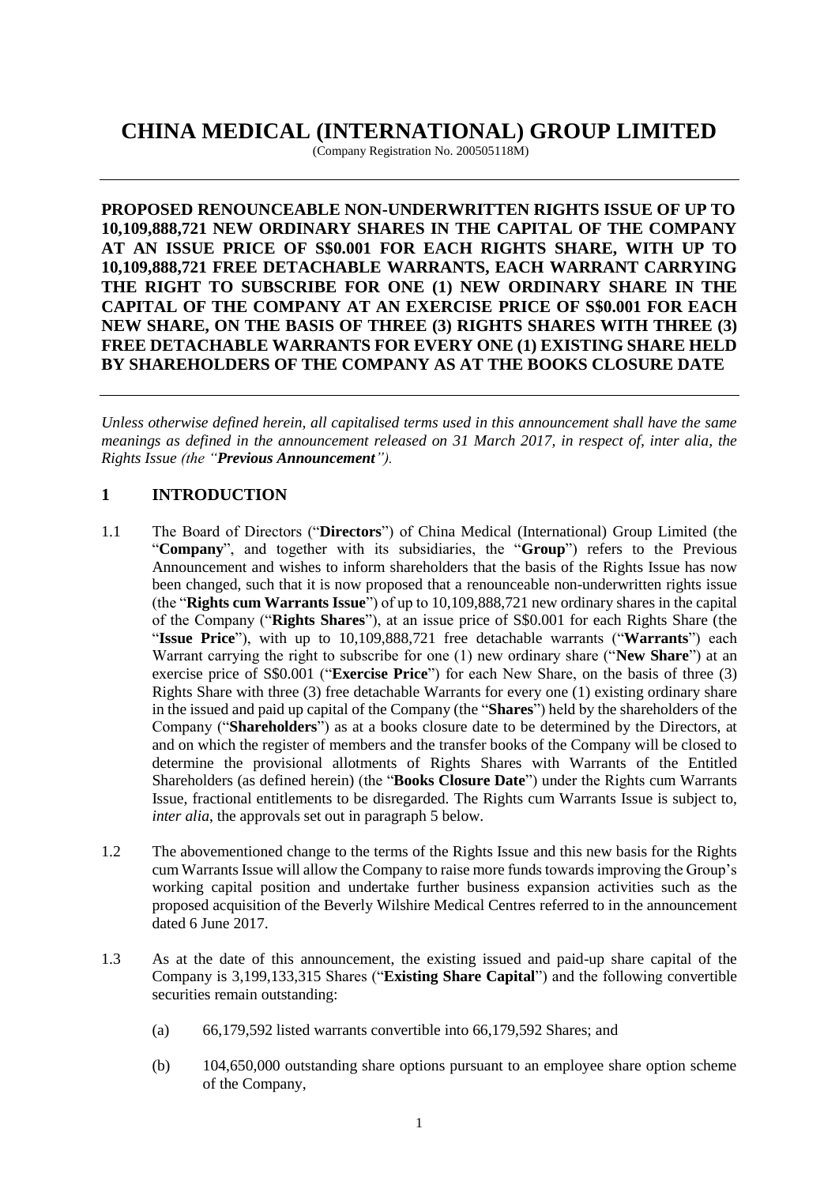# CHINA MEDICAL (INTERNATIONAL) GROUP LIMITED

(Company Registration No. 200505118M)

---

**PROPOSED RENOUNCEABLE NON-UNDERWRITTEN RIGHTS ISSUE OF UP TO 10,109,888,721 NEW ORDINARY SHARES IN THE CAPITAL OF THE COMPANY AT AN ISSUE PRICE OF S$0.001 FOR EACH RIGHTS SHARE, WITH UP TO 10,109,888,721 FREE DETACHABLE WARRANTS, EACH WARRANT CARRYING THE RIGHT TO SUBSCRIBE FOR ONE (1) NEW ORDINARY SHARE IN THE CAPITAL OF THE COMPANY AT AN EXERCISE PRICE OF S$0.001 FOR EACH NEW SHARE, ON THE BASIS OF THREE (3) RIGHTS SHARES WITH THREE (3) FREE DETACHABLE WARRANTS FOR EVERY ONE (1) EXISTING SHARE HELD BY SHAREHOLDERS OF THE COMPANY AS AT THE BOOKS CLOSURE DATE**

---

*Unless otherwise defined herein, all capitalised terms used in this announcement shall have the same meanings as defined in the announcement released on 31 March 2017, in respect of, inter alia, the Rights Issue (the "**Previous Announcement**").*

## 1 INTRODUCTION

1.1 The Board of Directors ("**Directors**") of China Medical (International) Group Limited (the "**Company**", and together with its subsidiaries, the "**Group**") refers to the Previous Announcement and wishes to inform shareholders that the basis of the Rights Issue has now been changed, such that it is now proposed that a renounceable non-underwritten rights issue (the "**Rights cum Warrants Issue**") of up to 10,109,888,721 new ordinary shares in the capital of the Company ("**Rights Shares**"), at an issue price of S$0.001 for each Rights Share (the "**Issue Price**"), with up to 10,109,888,721 free detachable warrants ("**Warrants**") each Warrant carrying the right to subscribe for one (1) new ordinary share ("**New Share**") at an exercise price of S$0.001 ("**Exercise Price**") for each New Share, on the basis of three (3) Rights Share with three (3) free detachable Warrants for every one (1) existing ordinary share in the issued and paid up capital of the Company (the "**Shares**") held by the shareholders of the Company ("**Shareholders**") as at a books closure date to be determined by the Directors, at and on which the register of members and the transfer books of the Company will be closed to determine the provisional allotments of Rights Shares with Warrants of the Entitled Shareholders (as defined herein) (the "**Books Closure Date**") under the Rights cum Warrants Issue, fractional entitlements to be disregarded. The Rights cum Warrants Issue is subject to, *inter alia*, the approvals set out in paragraph 5 below.

1.2 The abovementioned change to the terms of the Rights Issue and this new basis for the Rights cum Warrants Issue will allow the Company to raise more funds towards improving the Group's working capital position and undertake further business expansion activities such as the proposed acquisition of the Beverly Wilshire Medical Centres referred to in the announcement dated 6 June 2017.

1.3 As at the date of this announcement, the existing issued and paid-up share capital of the Company is 3,199,133,315 Shares ("**Existing Share Capital**") and the following convertible securities remain outstanding:

(a) 66,179,592 listed warrants convertible into 66,179,592 Shares; and

(b) 104,650,000 outstanding share options pursuant to an employee share option scheme of the Company,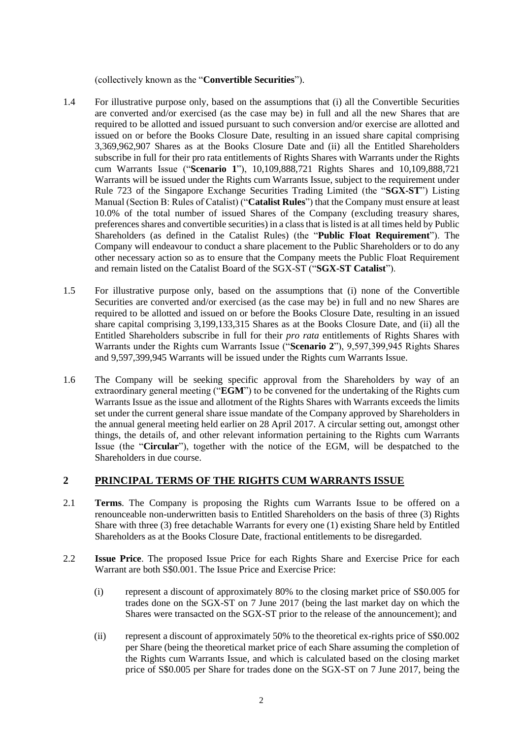(collectively known as the "**Convertible Securities**").

1.4 For illustrative purpose only, based on the assumptions that (i) all the Convertible Securities are converted and/or exercised (as the case may be) in full and all the new Shares that are required to be allotted and issued pursuant to such conversion and/or exercise are allotted and issued on or before the Books Closure Date, resulting in an issued share capital comprising 3,369,962,907 Shares as at the Books Closure Date and (ii) all the Entitled Shareholders subscribe in full for their pro rata entitlements of Rights Shares with Warrants under the Rights cum Warrants Issue ("**Scenario 1**"), 10,109,888,721 Rights Shares and 10,109,888,721 Warrants will be issued under the Rights cum Warrants Issue, subject to the requirement under Rule 723 of the Singapore Exchange Securities Trading Limited (the "**SGX-ST**") Listing Manual (Section B: Rules of Catalist) ("**Catalist Rules**") that the Company must ensure at least 10.0% of the total number of issued Shares of the Company (excluding treasury shares, preferences shares and convertible securities) in a class that is listed is at all times held by Public Shareholders (as defined in the Catalist Rules) (the "**Public Float Requirement**"). The Company will endeavour to conduct a share placement to the Public Shareholders or to do any other necessary action so as to ensure that the Company meets the Public Float Requirement and remain listed on the Catalist Board of the SGX-ST ("**SGX-ST Catalist**").

1.5 For illustrative purpose only, based on the assumptions that (i) none of the Convertible Securities are converted and/or exercised (as the case may be) in full and no new Shares are required to be allotted and issued on or before the Books Closure Date, resulting in an issued share capital comprising 3,199,133,315 Shares as at the Books Closure Date, and (ii) all the Entitled Shareholders subscribe in full for their *pro rata* entitlements of Rights Shares with Warrants under the Rights cum Warrants Issue ("**Scenario 2**"), 9,597,399,945 Rights Shares and 9,597,399,945 Warrants will be issued under the Rights cum Warrants Issue.

1.6 The Company will be seeking specific approval from the Shareholders by way of an extraordinary general meeting ("**EGM**") to be convened for the undertaking of the Rights cum Warrants Issue as the issue and allotment of the Rights Shares with Warrants exceeds the limits set under the current general share issue mandate of the Company approved by Shareholders in the annual general meeting held earlier on 28 April 2017. A circular setting out, amongst other things, the details of, and other relevant information pertaining to the Rights cum Warrants Issue (the "**Circular**"), together with the notice of the EGM, will be despatched to the Shareholders in due course.

## 2 PRINCIPAL TERMS OF THE RIGHTS CUM WARRANTS ISSUE

2.1 **Terms**. The Company is proposing the Rights cum Warrants Issue to be offered on a renounceable non-underwritten basis to Entitled Shareholders on the basis of three (3) Rights Share with three (3) free detachable Warrants for every one (1) existing Share held by Entitled Shareholders as at the Books Closure Date, fractional entitlements to be disregarded.

2.2 **Issue Price**. The proposed Issue Price for each Rights Share and Exercise Price for each Warrant are both S$0.001. The Issue Price and Exercise Price:

(i) represent a discount of approximately 80% to the closing market price of S$0.005 for trades done on the SGX-ST on 7 June 2017 (being the last market day on which the Shares were transacted on the SGX-ST prior to the release of the announcement); and

(ii) represent a discount of approximately 50% to the theoretical ex-rights price of S$0.002 per Share (being the theoretical market price of each Share assuming the completion of the Rights cum Warrants Issue, and which is calculated based on the closing market price of S$0.005 per Share for trades done on the SGX-ST on 7 June 2017, being the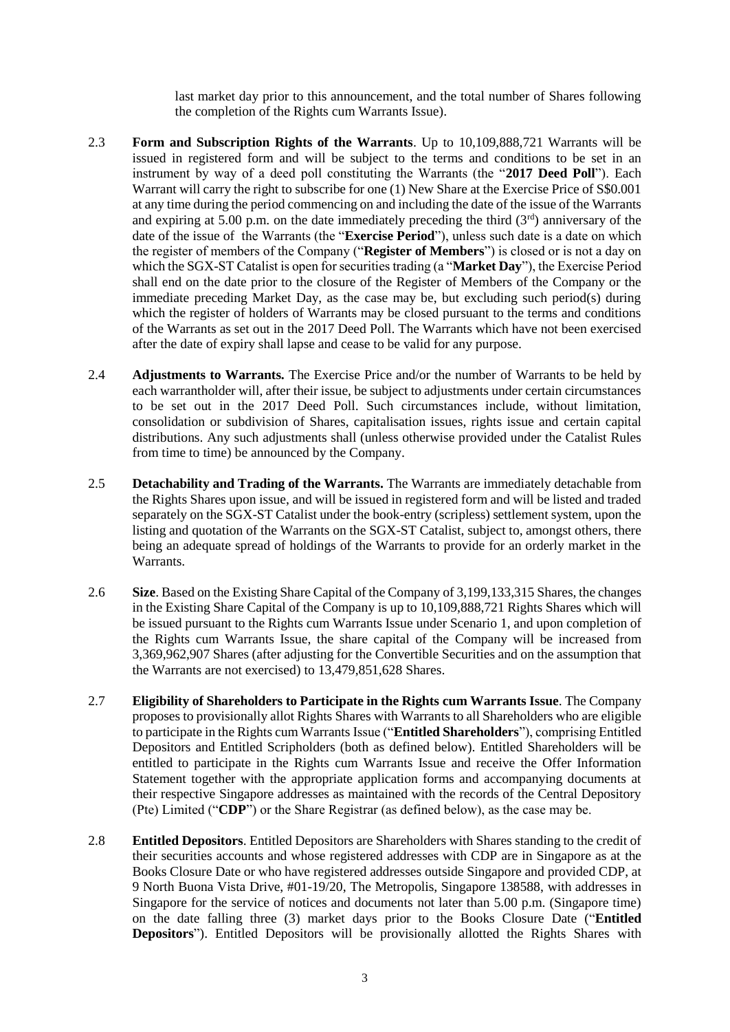last market day prior to this announcement, and the total number of Shares following the completion of the Rights cum Warrants Issue).

2.3 **Form and Subscription Rights of the Warrants**. Up to 10,109,888,721 Warrants will be issued in registered form and will be subject to the terms and conditions to be set in an instrument by way of a deed poll constituting the Warrants (the "**2017 Deed Poll**"). Each Warrant will carry the right to subscribe for one (1) New Share at the Exercise Price of S$0.001 at any time during the period commencing on and including the date of the issue of the Warrants and expiring at 5.00 p.m. on the date immediately preceding the third (3rd) anniversary of the date of the issue of the Warrants (the "**Exercise Period**"), unless such date is a date on which the register of members of the Company ("**Register of Members**") is closed or is not a day on which the SGX-ST Catalist is open for securities trading (a "**Market Day**"), the Exercise Period shall end on the date prior to the closure of the Register of Members of the Company or the immediate preceding Market Day, as the case may be, but excluding such period(s) during which the register of holders of Warrants may be closed pursuant to the terms and conditions of the Warrants as set out in the 2017 Deed Poll. The Warrants which have not been exercised after the date of expiry shall lapse and cease to be valid for any purpose.

2.4 **Adjustments to Warrants.** The Exercise Price and/or the number of Warrants to be held by each warrantholder will, after their issue, be subject to adjustments under certain circumstances to be set out in the 2017 Deed Poll. Such circumstances include, without limitation, consolidation or subdivision of Shares, capitalisation issues, rights issue and certain capital distributions. Any such adjustments shall (unless otherwise provided under the Catalist Rules from time to time) be announced by the Company.

2.5 **Detachability and Trading of the Warrants.** The Warrants are immediately detachable from the Rights Shares upon issue, and will be issued in registered form and will be listed and traded separately on the SGX-ST Catalist under the book-entry (scripless) settlement system, upon the listing and quotation of the Warrants on the SGX-ST Catalist, subject to, amongst others, there being an adequate spread of holdings of the Warrants to provide for an orderly market in the Warrants.

2.6 **Size**. Based on the Existing Share Capital of the Company of 3,199,133,315 Shares, the changes in the Existing Share Capital of the Company is up to 10,109,888,721 Rights Shares which will be issued pursuant to the Rights cum Warrants Issue under Scenario 1, and upon completion of the Rights cum Warrants Issue, the share capital of the Company will be increased from 3,369,962,907 Shares (after adjusting for the Convertible Securities and on the assumption that the Warrants are not exercised) to 13,479,851,628 Shares.

2.7 **Eligibility of Shareholders to Participate in the Rights cum Warrants Issue**. The Company proposes to provisionally allot Rights Shares with Warrants to all Shareholders who are eligible to participate in the Rights cum Warrants Issue ("**Entitled Shareholders**"), comprising Entitled Depositors and Entitled Scripholders (both as defined below). Entitled Shareholders will be entitled to participate in the Rights cum Warrants Issue and receive the Offer Information Statement together with the appropriate application forms and accompanying documents at their respective Singapore addresses as maintained with the records of the Central Depository (Pte) Limited ("**CDP**") or the Share Registrar (as defined below), as the case may be.

2.8 **Entitled Depositors**. Entitled Depositors are Shareholders with Shares standing to the credit of their securities accounts and whose registered addresses with CDP are in Singapore as at the Books Closure Date or who have registered addresses outside Singapore and provided CDP, at 9 North Buona Vista Drive, #01-19/20, The Metropolis, Singapore 138588, with addresses in Singapore for the service of notices and documents not later than 5.00 p.m. (Singapore time) on the date falling three (3) market days prior to the Books Closure Date ("**Entitled Depositors**"). Entitled Depositors will be provisionally allotted the Rights Shares with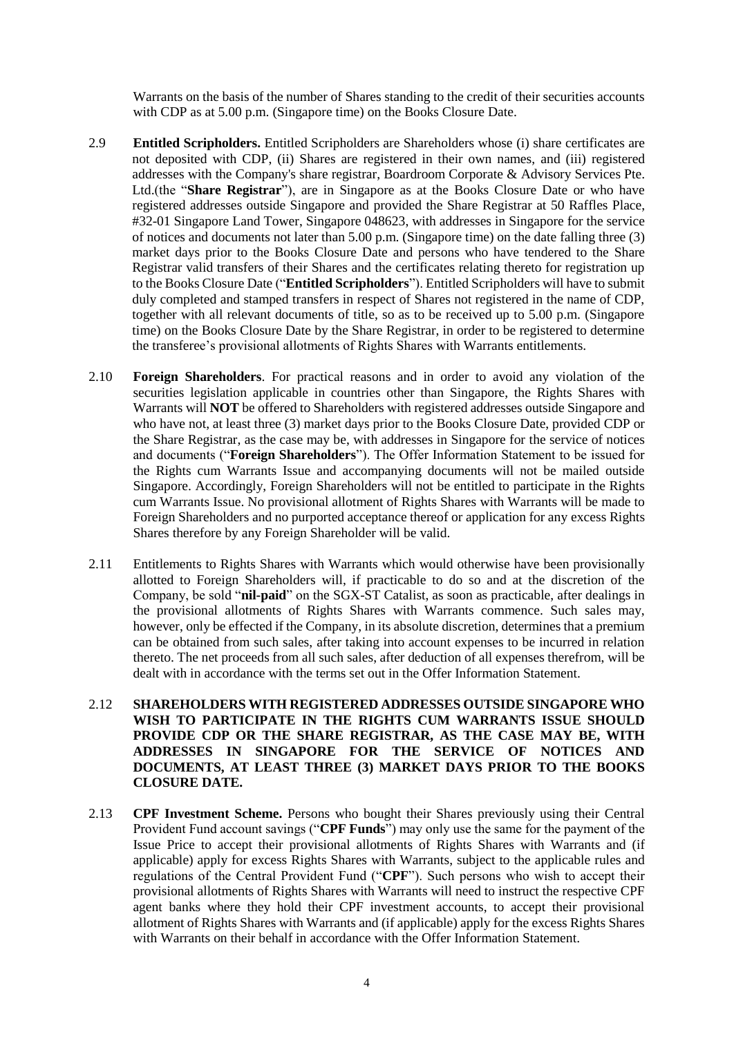Warrants on the basis of the number of Shares standing to the credit of their securities accounts with CDP as at 5.00 p.m. (Singapore time) on the Books Closure Date.

2.9 **Entitled Scripholders.** Entitled Scripholders are Shareholders whose (i) share certificates are not deposited with CDP, (ii) Shares are registered in their own names, and (iii) registered addresses with the Company's share registrar, Boardroom Corporate & Advisory Services Pte. Ltd.(the "**Share Registrar**"), are in Singapore as at the Books Closure Date or who have registered addresses outside Singapore and provided the Share Registrar at 50 Raffles Place, #32-01 Singapore Land Tower, Singapore 048623, with addresses in Singapore for the service of notices and documents not later than 5.00 p.m. (Singapore time) on the date falling three (3) market days prior to the Books Closure Date and persons who have tendered to the Share Registrar valid transfers of their Shares and the certificates relating thereto for registration up to the Books Closure Date ("**Entitled Scripholders**"). Entitled Scripholders will have to submit duly completed and stamped transfers in respect of Shares not registered in the name of CDP, together with all relevant documents of title, so as to be received up to 5.00 p.m. (Singapore time) on the Books Closure Date by the Share Registrar, in order to be registered to determine the transferee's provisional allotments of Rights Shares with Warrants entitlements.

2.10 **Foreign Shareholders**. For practical reasons and in order to avoid any violation of the securities legislation applicable in countries other than Singapore, the Rights Shares with Warrants will **NOT** be offered to Shareholders with registered addresses outside Singapore and who have not, at least three (3) market days prior to the Books Closure Date, provided CDP or the Share Registrar, as the case may be, with addresses in Singapore for the service of notices and documents ("**Foreign Shareholders**"). The Offer Information Statement to be issued for the Rights cum Warrants Issue and accompanying documents will not be mailed outside Singapore. Accordingly, Foreign Shareholders will not be entitled to participate in the Rights cum Warrants Issue. No provisional allotment of Rights Shares with Warrants will be made to Foreign Shareholders and no purported acceptance thereof or application for any excess Rights Shares therefore by any Foreign Shareholder will be valid.

2.11 Entitlements to Rights Shares with Warrants which would otherwise have been provisionally allotted to Foreign Shareholders will, if practicable to do so and at the discretion of the Company, be sold "**nil-paid**" on the SGX-ST Catalist, as soon as practicable, after dealings in the provisional allotments of Rights Shares with Warrants commence. Such sales may, however, only be effected if the Company, in its absolute discretion, determines that a premium can be obtained from such sales, after taking into account expenses to be incurred in relation thereto. The net proceeds from all such sales, after deduction of all expenses therefrom, will be dealt with in accordance with the terms set out in the Offer Information Statement.

2.12 **SHAREHOLDERS WITH REGISTERED ADDRESSES OUTSIDE SINGAPORE WHO WISH TO PARTICIPATE IN THE RIGHTS CUM WARRANTS ISSUE SHOULD PROVIDE CDP OR THE SHARE REGISTRAR, AS THE CASE MAY BE, WITH ADDRESSES IN SINGAPORE FOR THE SERVICE OF NOTICES AND DOCUMENTS, AT LEAST THREE (3) MARKET DAYS PRIOR TO THE BOOKS CLOSURE DATE.**

2.13 **CPF Investment Scheme.** Persons who bought their Shares previously using their Central Provident Fund account savings ("**CPF Funds**") may only use the same for the payment of the Issue Price to accept their provisional allotments of Rights Shares with Warrants and (if applicable) apply for excess Rights Shares with Warrants, subject to the applicable rules and regulations of the Central Provident Fund ("**CPF**"). Such persons who wish to accept their provisional allotments of Rights Shares with Warrants will need to instruct the respective CPF agent banks where they hold their CPF investment accounts, to accept their provisional allotment of Rights Shares with Warrants and (if applicable) apply for the excess Rights Shares with Warrants on their behalf in accordance with the Offer Information Statement.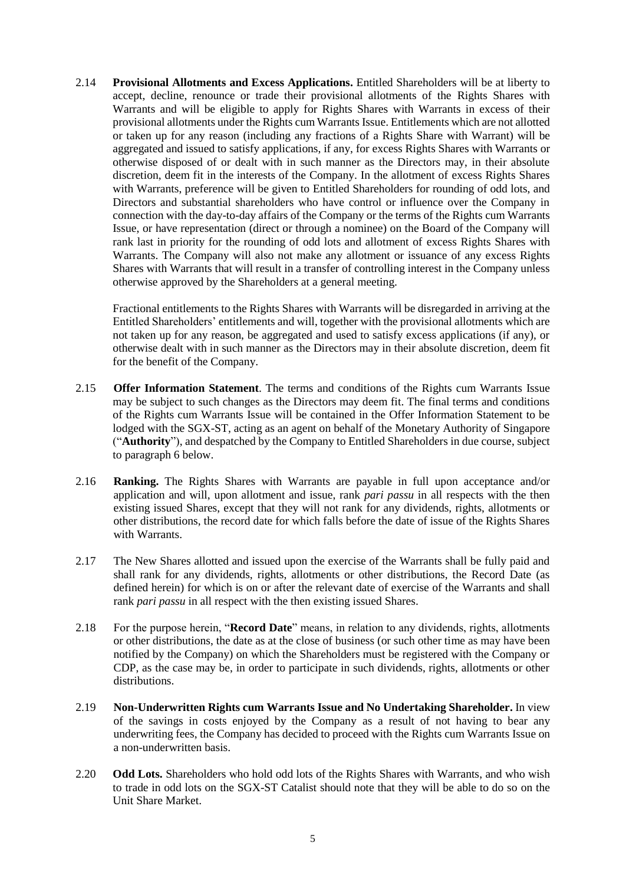2.14 **Provisional Allotments and Excess Applications.** Entitled Shareholders will be at liberty to accept, decline, renounce or trade their provisional allotments of the Rights Shares with Warrants and will be eligible to apply for Rights Shares with Warrants in excess of their provisional allotments under the Rights cum Warrants Issue. Entitlements which are not allotted or taken up for any reason (including any fractions of a Rights Share with Warrant) will be aggregated and issued to satisfy applications, if any, for excess Rights Shares with Warrants or otherwise disposed of or dealt with in such manner as the Directors may, in their absolute discretion, deem fit in the interests of the Company. In the allotment of excess Rights Shares with Warrants, preference will be given to Entitled Shareholders for rounding of odd lots, and Directors and substantial shareholders who have control or influence over the Company in connection with the day-to-day affairs of the Company or the terms of the Rights cum Warrants Issue, or have representation (direct or through a nominee) on the Board of the Company will rank last in priority for the rounding of odd lots and allotment of excess Rights Shares with Warrants. The Company will also not make any allotment or issuance of any excess Rights Shares with Warrants that will result in a transfer of controlling interest in the Company unless otherwise approved by the Shareholders at a general meeting.

Fractional entitlements to the Rights Shares with Warrants will be disregarded in arriving at the Entitled Shareholders' entitlements and will, together with the provisional allotments which are not taken up for any reason, be aggregated and used to satisfy excess applications (if any), or otherwise dealt with in such manner as the Directors may in their absolute discretion, deem fit for the benefit of the Company.

2.15 **Offer Information Statement**. The terms and conditions of the Rights cum Warrants Issue may be subject to such changes as the Directors may deem fit. The final terms and conditions of the Rights cum Warrants Issue will be contained in the Offer Information Statement to be lodged with the SGX-ST, acting as an agent on behalf of the Monetary Authority of Singapore ("**Authority**"), and despatched by the Company to Entitled Shareholders in due course, subject to paragraph 6 below.

2.16 **Ranking.** The Rights Shares with Warrants are payable in full upon acceptance and/or application and will, upon allotment and issue, rank *pari passu* in all respects with the then existing issued Shares, except that they will not rank for any dividends, rights, allotments or other distributions, the record date for which falls before the date of issue of the Rights Shares with Warrants.

2.17 The New Shares allotted and issued upon the exercise of the Warrants shall be fully paid and shall rank for any dividends, rights, allotments or other distributions, the Record Date (as defined herein) for which is on or after the relevant date of exercise of the Warrants and shall rank *pari passu* in all respect with the then existing issued Shares.

2.18 For the purpose herein, "**Record Date**" means, in relation to any dividends, rights, allotments or other distributions, the date as at the close of business (or such other time as may have been notified by the Company) on which the Shareholders must be registered with the Company or CDP, as the case may be, in order to participate in such dividends, rights, allotments or other distributions.

2.19 **Non-Underwritten Rights cum Warrants Issue and No Undertaking Shareholder.** In view of the savings in costs enjoyed by the Company as a result of not having to bear any underwriting fees, the Company has decided to proceed with the Rights cum Warrants Issue on a non-underwritten basis.

2.20 **Odd Lots.** Shareholders who hold odd lots of the Rights Shares with Warrants, and who wish to trade in odd lots on the SGX-ST Catalist should note that they will be able to do so on the Unit Share Market.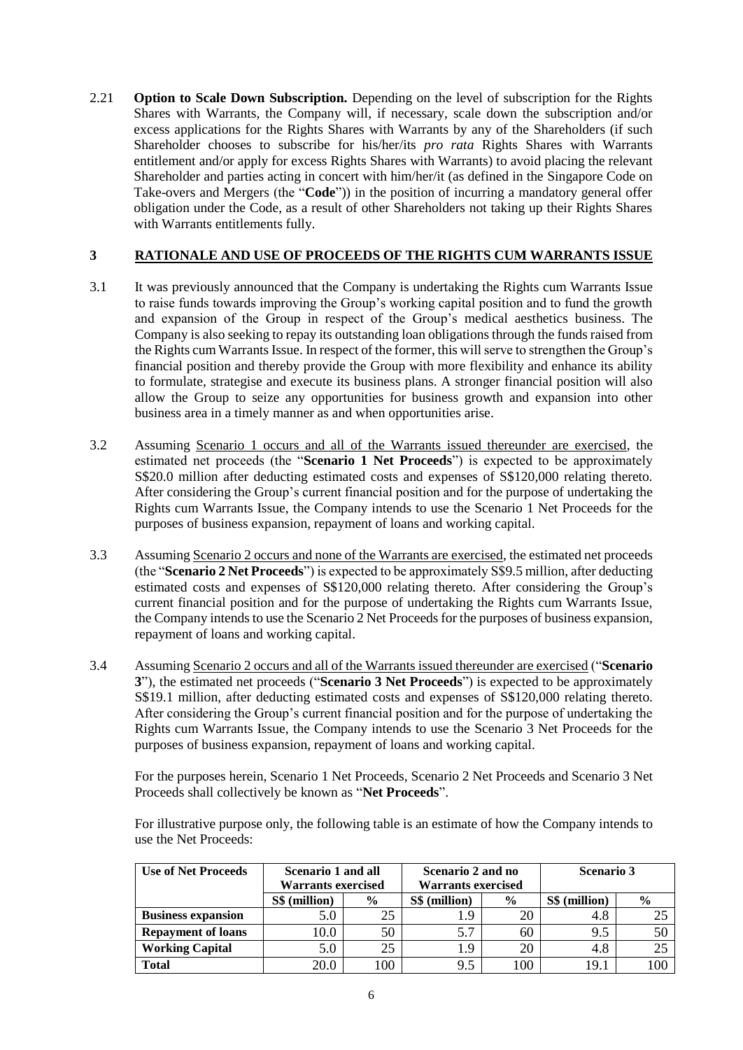2.21 **Option to Scale Down Subscription.** Depending on the level of subscription for the Rights Shares with Warrants, the Company will, if necessary, scale down the subscription and/or excess applications for the Rights Shares with Warrants by any of the Shareholders (if such Shareholder chooses to subscribe for his/her/its *pro rata* Rights Shares with Warrants entitlement and/or apply for excess Rights Shares with Warrants) to avoid placing the relevant Shareholder and parties acting in concert with him/her/it (as defined in the Singapore Code on Take-overs and Mergers (the "**Code**")) in the position of incurring a mandatory general offer obligation under the Code, as a result of other Shareholders not taking up their Rights Shares with Warrants entitlements fully.

## 3 RATIONALE AND USE OF PROCEEDS OF THE RIGHTS CUM WARRANTS ISSUE

3.1 It was previously announced that the Company is undertaking the Rights cum Warrants Issue to raise funds towards improving the Group's working capital position and to fund the growth and expansion of the Group in respect of the Group's medical aesthetics business. The Company is also seeking to repay its outstanding loan obligations through the funds raised from the Rights cum Warrants Issue. In respect of the former, this will serve to strengthen the Group's financial position and thereby provide the Group with more flexibility and enhance its ability to formulate, strategise and execute its business plans. A stronger financial position will also allow the Group to seize any opportunities for business growth and expansion into other business area in a timely manner as and when opportunities arise.

3.2 Assuming Scenario 1 occurs and all of the Warrants issued thereunder are exercised, the estimated net proceeds (the "**Scenario 1 Net Proceeds**") is expected to be approximately S$20.0 million after deducting estimated costs and expenses of S$120,000 relating thereto. After considering the Group's current financial position and for the purpose of undertaking the Rights cum Warrants Issue, the Company intends to use the Scenario 1 Net Proceeds for the purposes of business expansion, repayment of loans and working capital.

3.3 Assuming Scenario 2 occurs and none of the Warrants are exercised, the estimated net proceeds (the "**Scenario 2 Net Proceeds**") is expected to be approximately S$9.5 million, after deducting estimated costs and expenses of S$120,000 relating thereto. After considering the Group's current financial position and for the purpose of undertaking the Rights cum Warrants Issue, the Company intends to use the Scenario 2 Net Proceeds for the purposes of business expansion, repayment of loans and working capital.

3.4 Assuming Scenario 2 occurs and all of the Warrants issued thereunder are exercised ("**Scenario 3**"), the estimated net proceeds ("**Scenario 3 Net Proceeds**") is expected to be approximately S$19.1 million, after deducting estimated costs and expenses of S$120,000 relating thereto. After considering the Group's current financial position and for the purpose of undertaking the Rights cum Warrants Issue, the Company intends to use the Scenario 3 Net Proceeds for the purposes of business expansion, repayment of loans and working capital.

For the purposes herein, Scenario 1 Net Proceeds, Scenario 2 Net Proceeds and Scenario 3 Net Proceeds shall collectively be known as "**Net Proceeds**".

For illustrative purpose only, the following table is an estimate of how the Company intends to use the Net Proceeds:

| **Use of Net Proceeds** | **Scenario 1 and all Warrants exercised** | | **Scenario 2 and no Warrants exercised** | | **Scenario 3** | |
|---|---|---|---|---|---|---|
| | **S$ (million)** | **%** | **S$ (million)** | **%** | **S$ (million)** | **%** |
| **Business expansion** | 5.0 | 25 | 1.9 | 20 | 4.8 | 25 |
| **Repayment of loans** | 10.0 | 50 | 5.7 | 60 | 9.5 | 50 |
| **Working Capital** | 5.0 | 25 | 1.9 | 20 | 4.8 | 25 |
| **Total** | 20.0 | 100 | 9.5 | 100 | 19.1 | 100 |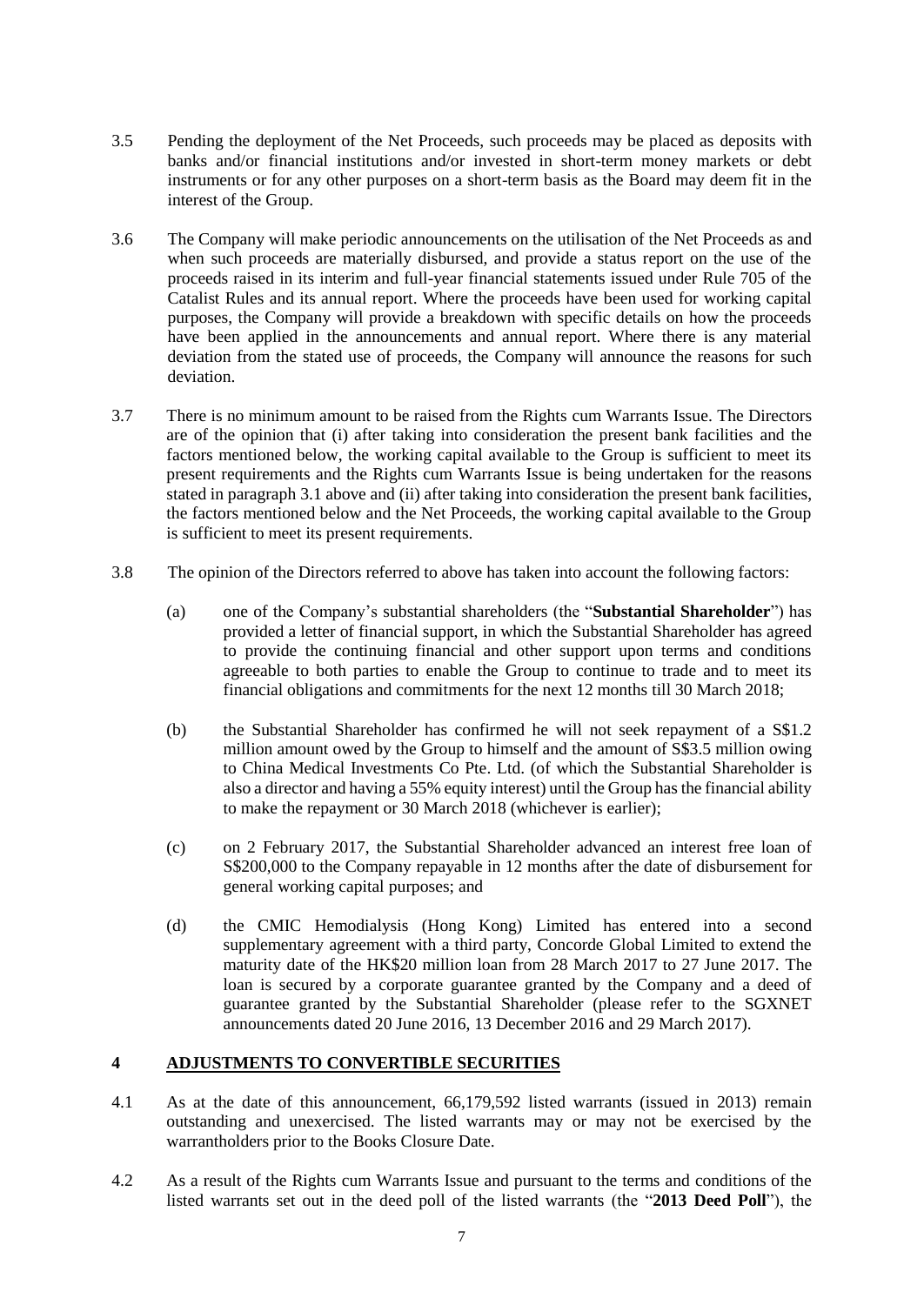3.5 Pending the deployment of the Net Proceeds, such proceeds may be placed as deposits with banks and/or financial institutions and/or invested in short-term money markets or debt instruments or for any other purposes on a short-term basis as the Board may deem fit in the interest of the Group.

3.6 The Company will make periodic announcements on the utilisation of the Net Proceeds as and when such proceeds are materially disbursed, and provide a status report on the use of the proceeds raised in its interim and full-year financial statements issued under Rule 705 of the Catalist Rules and its annual report. Where the proceeds have been used for working capital purposes, the Company will provide a breakdown with specific details on how the proceeds have been applied in the announcements and annual report. Where there is any material deviation from the stated use of proceeds, the Company will announce the reasons for such deviation.

3.7 There is no minimum amount to be raised from the Rights cum Warrants Issue. The Directors are of the opinion that (i) after taking into consideration the present bank facilities and the factors mentioned below, the working capital available to the Group is sufficient to meet its present requirements and the Rights cum Warrants Issue is being undertaken for the reasons stated in paragraph 3.1 above and (ii) after taking into consideration the present bank facilities, the factors mentioned below and the Net Proceeds, the working capital available to the Group is sufficient to meet its present requirements.

3.8 The opinion of the Directors referred to above has taken into account the following factors:

(a) one of the Company's substantial shareholders (the "**Substantial Shareholder**") has provided a letter of financial support, in which the Substantial Shareholder has agreed to provide the continuing financial and other support upon terms and conditions agreeable to both parties to enable the Group to continue to trade and to meet its financial obligations and commitments for the next 12 months till 30 March 2018;

(b) the Substantial Shareholder has confirmed he will not seek repayment of a S$1.2 million amount owed by the Group to himself and the amount of S$3.5 million owing to China Medical Investments Co Pte. Ltd. (of which the Substantial Shareholder is also a director and having a 55% equity interest) until the Group has the financial ability to make the repayment or 30 March 2018 (whichever is earlier);

(c) on 2 February 2017, the Substantial Shareholder advanced an interest free loan of S$200,000 to the Company repayable in 12 months after the date of disbursement for general working capital purposes; and

(d) the CMIC Hemodialysis (Hong Kong) Limited has entered into a second supplementary agreement with a third party, Concorde Global Limited to extend the maturity date of the HK$20 million loan from 28 March 2017 to 27 June 2017. The loan is secured by a corporate guarantee granted by the Company and a deed of guarantee granted by the Substantial Shareholder (please refer to the SGXNET announcements dated 20 June 2016, 13 December 2016 and 29 March 2017).

## 4 ADJUSTMENTS TO CONVERTIBLE SECURITIES

4.1 As at the date of this announcement, 66,179,592 listed warrants (issued in 2013) remain outstanding and unexercised. The listed warrants may or may not be exercised by the warrantholders prior to the Books Closure Date.

4.2 As a result of the Rights cum Warrants Issue and pursuant to the terms and conditions of the listed warrants set out in the deed poll of the listed warrants (the "**2013 Deed Poll**"), the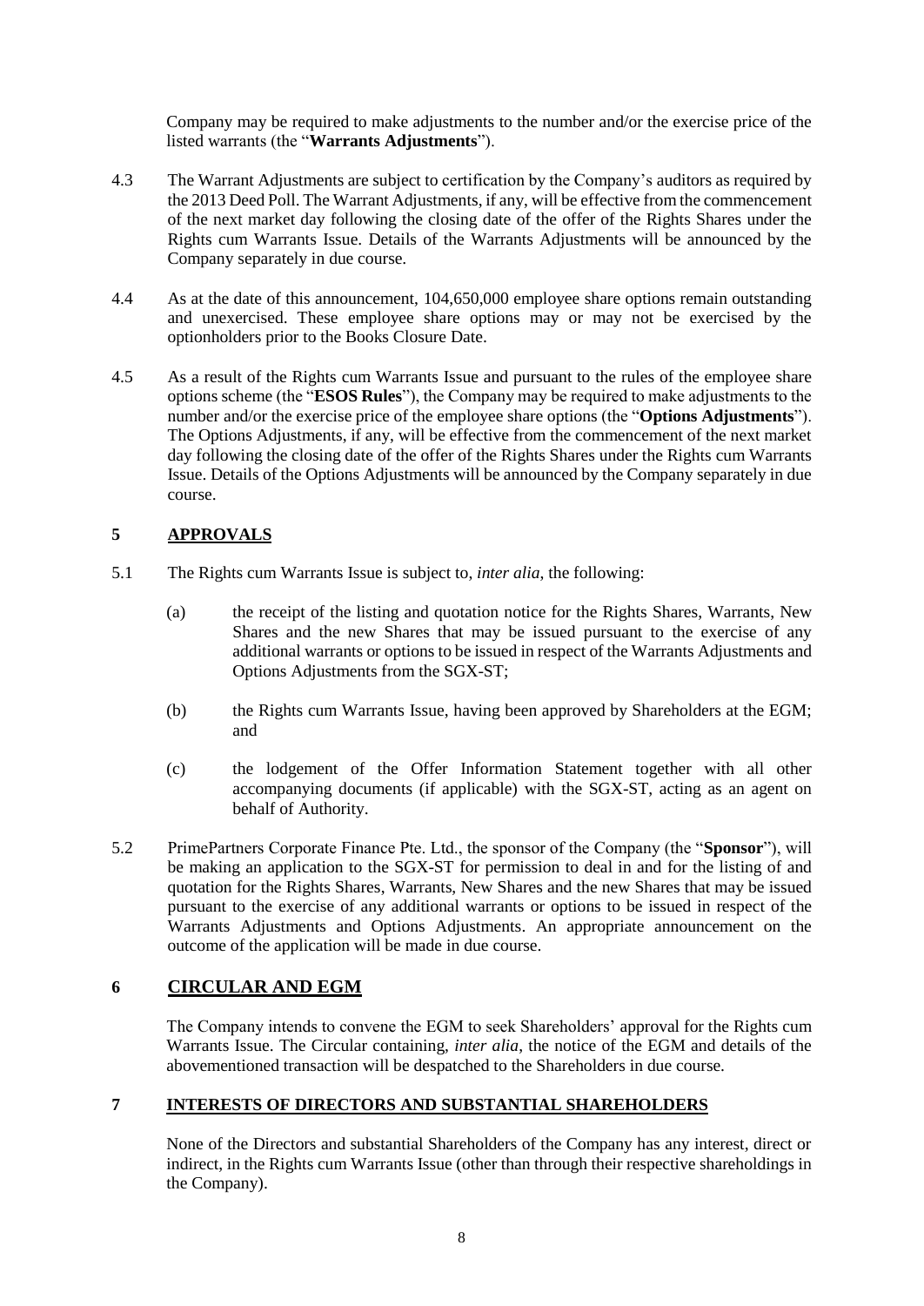Company may be required to make adjustments to the number and/or the exercise price of the listed warrants (the "**Warrants Adjustments**").

4.3 The Warrant Adjustments are subject to certification by the Company's auditors as required by the 2013 Deed Poll. The Warrant Adjustments, if any, will be effective from the commencement of the next market day following the closing date of the offer of the Rights Shares under the Rights cum Warrants Issue. Details of the Warrants Adjustments will be announced by the Company separately in due course.

4.4 As at the date of this announcement, 104,650,000 employee share options remain outstanding and unexercised. These employee share options may or may not be exercised by the optionholders prior to the Books Closure Date.

4.5 As a result of the Rights cum Warrants Issue and pursuant to the rules of the employee share options scheme (the "**ESOS Rules**"), the Company may be required to make adjustments to the number and/or the exercise price of the employee share options (the "**Options Adjustments**"). The Options Adjustments, if any, will be effective from the commencement of the next market day following the closing date of the offer of the Rights Shares under the Rights cum Warrants Issue. Details of the Options Adjustments will be announced by the Company separately in due course.

## 5 APPROVALS

5.1 The Rights cum Warrants Issue is subject to, *inter alia*, the following:

(a) the receipt of the listing and quotation notice for the Rights Shares, Warrants, New Shares and the new Shares that may be issued pursuant to the exercise of any additional warrants or options to be issued in respect of the Warrants Adjustments and Options Adjustments from the SGX-ST;

(b) the Rights cum Warrants Issue, having been approved by Shareholders at the EGM; and

(c) the lodgement of the Offer Information Statement together with all other accompanying documents (if applicable) with the SGX-ST, acting as an agent on behalf of Authority.

5.2 PrimePartners Corporate Finance Pte. Ltd., the sponsor of the Company (the "**Sponsor**"), will be making an application to the SGX-ST for permission to deal in and for the listing of and quotation for the Rights Shares, Warrants, New Shares and the new Shares that may be issued pursuant to the exercise of any additional warrants or options to be issued in respect of the Warrants Adjustments and Options Adjustments. An appropriate announcement on the outcome of the application will be made in due course.

## 6 CIRCULAR AND EGM

The Company intends to convene the EGM to seek Shareholders' approval for the Rights cum Warrants Issue. The Circular containing, *inter alia*, the notice of the EGM and details of the abovementioned transaction will be despatched to the Shareholders in due course.

## 7 INTERESTS OF DIRECTORS AND SUBSTANTIAL SHAREHOLDERS

None of the Directors and substantial Shareholders of the Company has any interest, direct or indirect, in the Rights cum Warrants Issue (other than through their respective shareholdings in the Company).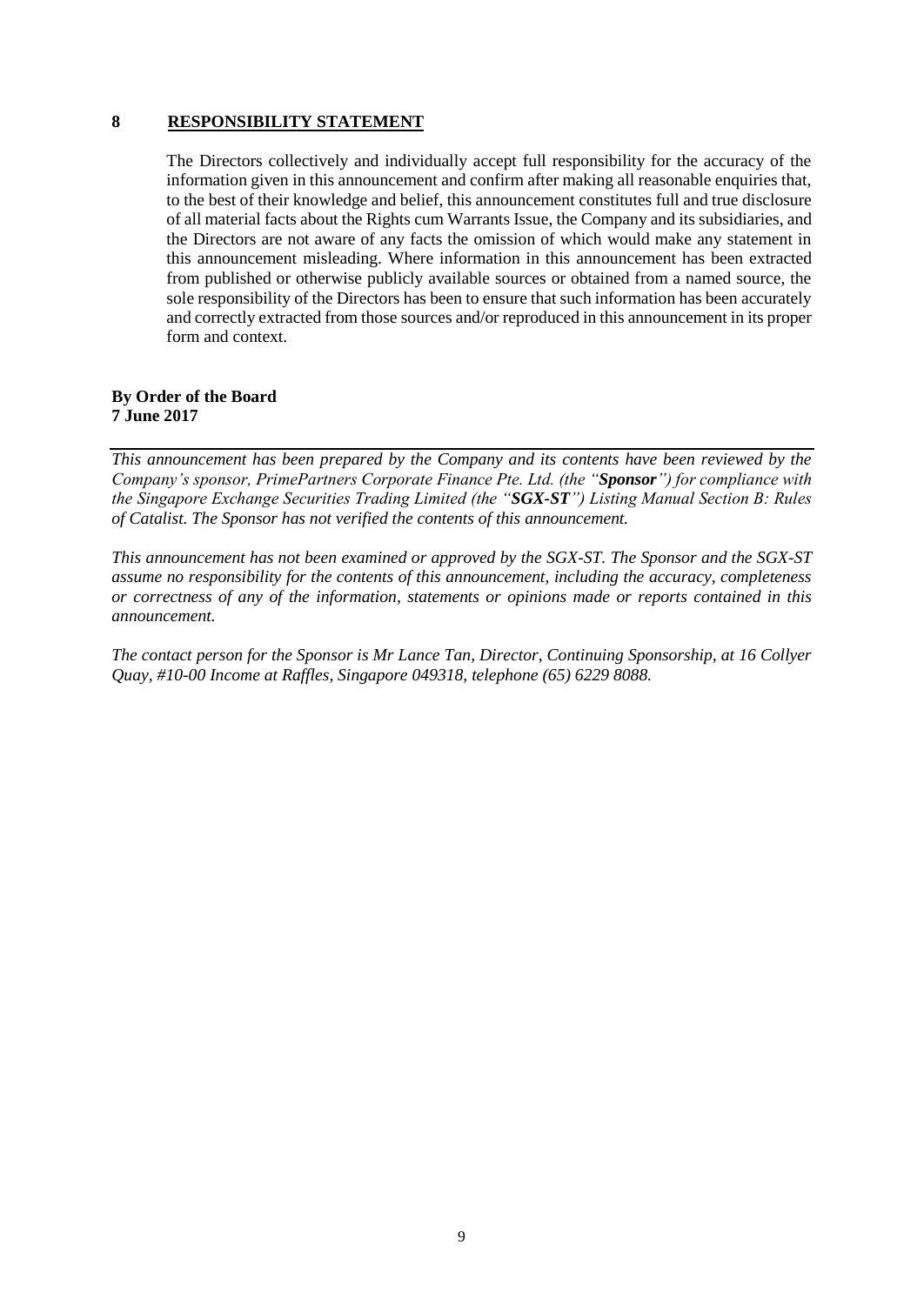## 8 RESPONSIBILITY STATEMENT

The Directors collectively and individually accept full responsibility for the accuracy of the information given in this announcement and confirm after making all reasonable enquiries that, to the best of their knowledge and belief, this announcement constitutes full and true disclosure of all material facts about the Rights cum Warrants Issue, the Company and its subsidiaries, and the Directors are not aware of any facts the omission of which would make any statement in this announcement misleading. Where information in this announcement has been extracted from published or otherwise publicly available sources or obtained from a named source, the sole responsibility of the Directors has been to ensure that such information has been accurately and correctly extracted from those sources and/or reproduced in this announcement in its proper form and context.

**By Order of the Board**
**7 June 2017**

---

*This announcement has been prepared by the Company and its contents have been reviewed by the Company's sponsor, PrimePartners Corporate Finance Pte. Ltd. (the "**Sponsor**") for compliance with the Singapore Exchange Securities Trading Limited (the "**SGX-ST**") Listing Manual Section B: Rules of Catalist. The Sponsor has not verified the contents of this announcement.*

*This announcement has not been examined or approved by the SGX-ST. The Sponsor and the SGX-ST assume no responsibility for the contents of this announcement, including the accuracy, completeness or correctness of any of the information, statements or opinions made or reports contained in this announcement.*

*The contact person for the Sponsor is Mr Lance Tan, Director, Continuing Sponsorship, at 16 Collyer Quay, #10-00 Income at Raffles, Singapore 049318, telephone (65) 6229 8088.*